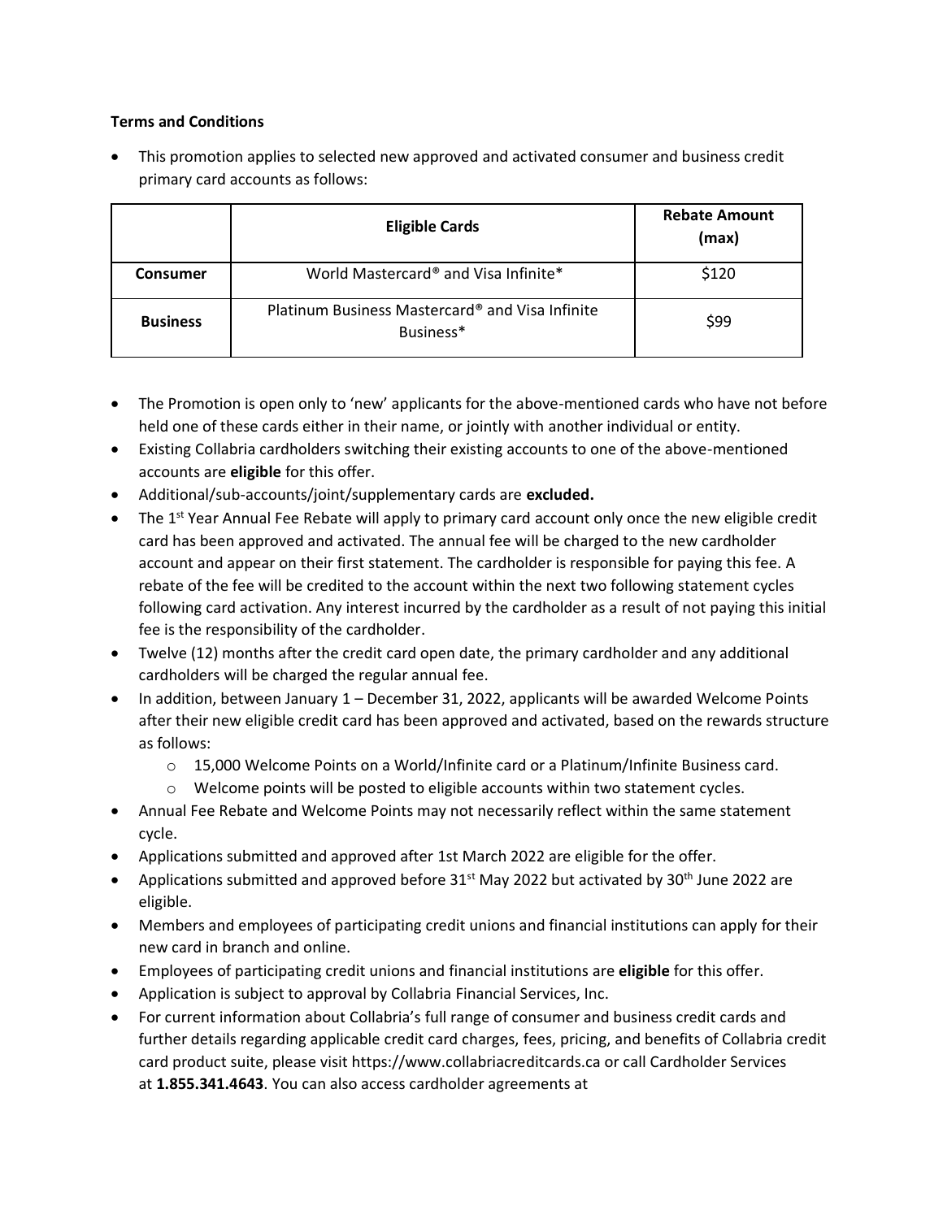**Terms and Conditions**

- This promotion applies to selected new approved and activated consumer and business credit primary card accounts as follows:

| | Eligible Cards | Rebate Amount (max) |
|---|---|---|
| **Consumer** | World Mastercard® and Visa Infinite* | $120 |
| **Business** | Platinum Business Mastercard® and Visa Infinite Business* | $99 |

- The Promotion is open only to 'new' applicants for the above-mentioned cards who have not before held one of these cards either in their name, or jointly with another individual or entity.
- Existing Collabria cardholders switching their existing accounts to one of the above-mentioned accounts are **eligible** for this offer.
- Additional/sub-accounts/joint/supplementary cards are **excluded.**
- The 1st Year Annual Fee Rebate will apply to primary card account only once the new eligible credit card has been approved and activated. The annual fee will be charged to the new cardholder account and appear on their first statement. The cardholder is responsible for paying this fee. A rebate of the fee will be credited to the account within the next two following statement cycles following card activation. Any interest incurred by the cardholder as a result of not paying this initial fee is the responsibility of the cardholder.
- Twelve (12) months after the credit card open date, the primary cardholder and any additional cardholders will be charged the regular annual fee.
- In addition, between January 1 – December 31, 2022, applicants will be awarded Welcome Points after their new eligible credit card has been approved and activated, based on the rewards structure as follows:
  - 15,000 Welcome Points on a World/Infinite card or a Platinum/Infinite Business card.
  - Welcome points will be posted to eligible accounts within two statement cycles.
- Annual Fee Rebate and Welcome Points may not necessarily reflect within the same statement cycle.
- Applications submitted and approved after 1st March 2022 are eligible for the offer.
- Applications submitted and approved before 31st May 2022 but activated by 30th June 2022 are eligible.
- Members and employees of participating credit unions and financial institutions can apply for their new card in branch and online.
- Employees of participating credit unions and financial institutions are **eligible** for this offer.
- Application is subject to approval by Collabria Financial Services, Inc.
- For current information about Collabria's full range of consumer and business credit cards and further details regarding applicable credit card charges, fees, pricing, and benefits of Collabria credit card product suite, please visit https://www.collabriacreditcards.ca or call Cardholder Services at **1.855.341.4643**. You can also access cardholder agreements at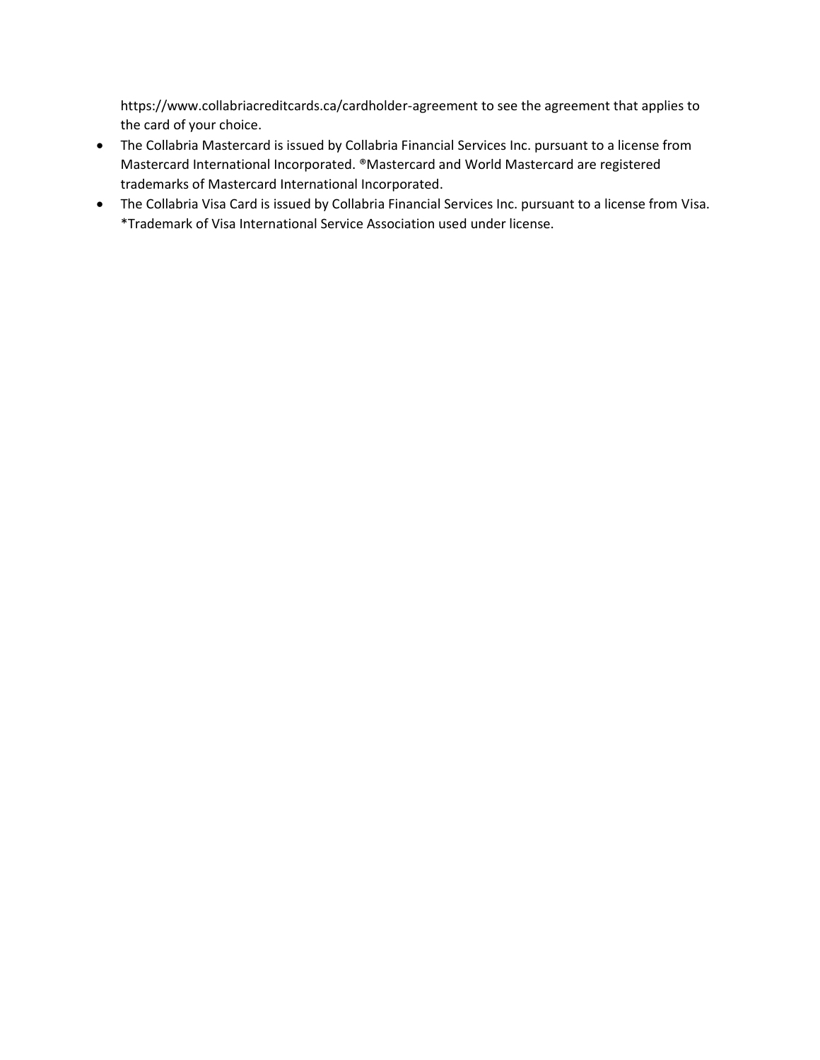https://www.collabriacreditcards.ca/cardholder-agreement to see the agreement that applies to the card of your choice.

- The Collabria Mastercard is issued by Collabria Financial Services Inc. pursuant to a license from Mastercard International Incorporated. ®Mastercard and World Mastercard are registered trademarks of Mastercard International Incorporated.
- The Collabria Visa Card is issued by Collabria Financial Services Inc. pursuant to a license from Visa. *Trademark of Visa International Service Association used under license.